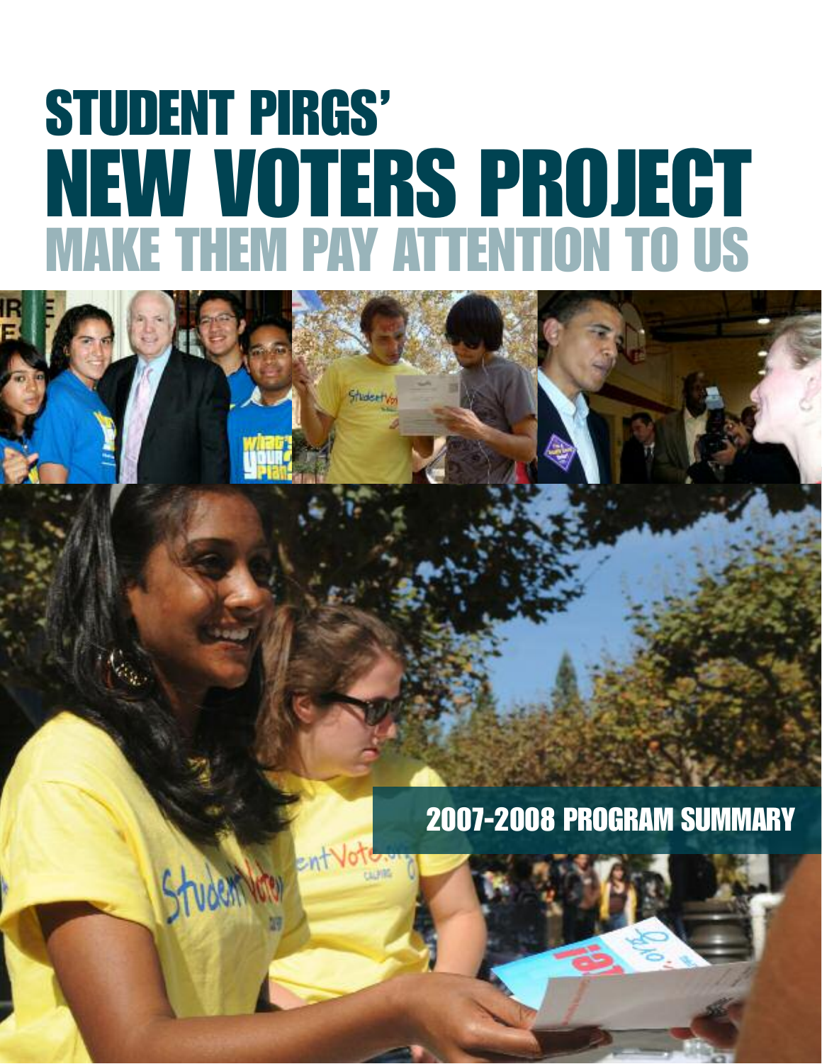# STUDENT PIRGS' NEW VOTERS PROJECT

## MAKE THEM PAY ATTENTION TO US

## 2007-2008 PROGRAM SUMMARY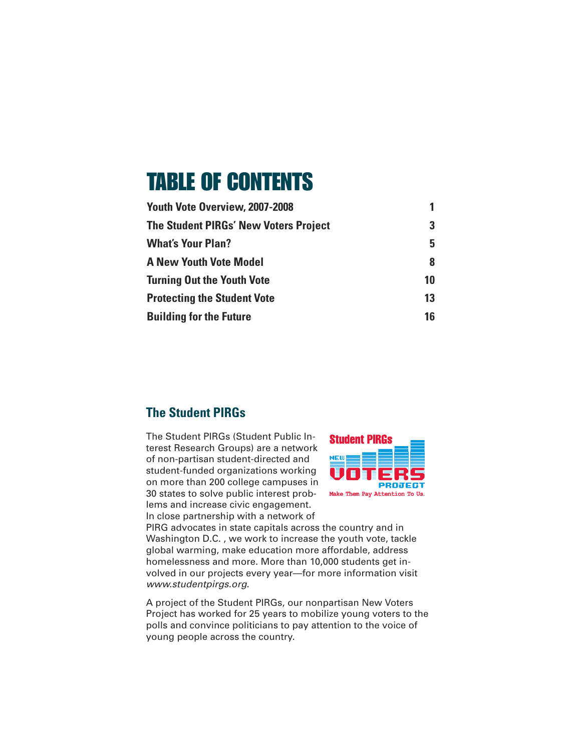# TABLE OF CONTENTS

| | |
|---|---|
| **Youth Vote Overview, 2007-2008** | **1** |
| **The Student PIRGs' New Voters Project** | **3** |
| **What's Your Plan?** | **5** |
| **A New Youth Vote Model** | **8** |
| **Turning Out the Youth Vote** | **10** |
| **Protecting the Student Vote** | **13** |
| **Building for the Future** | **16** |

## The Student PIRGs

Student PIRGs
NEW VOTERS PROJECT
Make Them Pay Attention To Us.

The Student PIRGs (Student Public Interest Research Groups) are a network of non-partisan student-directed and student-funded organizations working on more than 200 college campuses in 30 states to solve public interest problems and increase civic engagement. In close partnership with a network of PIRG advocates in state capitals across the country and in Washington D.C. , we work to increase the youth vote, tackle global warming, make education more affordable, address homelessness and more. More than 10,000 students get involved in our projects every year—for more information visit *www.studentpirgs.org*.

A project of the Student PIRGs, our nonpartisan New Voters Project has worked for 25 years to mobilize young voters to the polls and convince politicians to pay attention to the voice of young people across the country.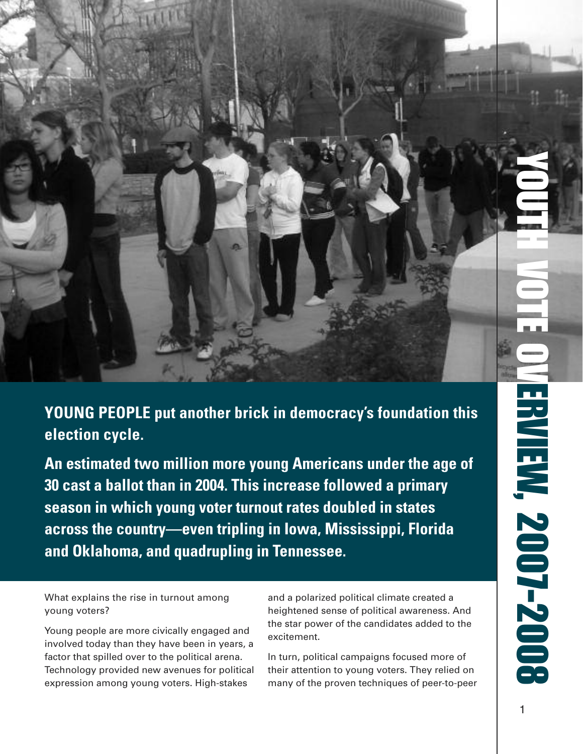# YOUTH VOTE OVERVIEW, 2007-2008

**YOUNG PEOPLE put another brick in democracy's foundation this election cycle.**

**An estimated two million more young Americans under the age of 30 cast a ballot than in 2004. This increase followed a primary season in which young voter turnout rates doubled in states across the country—even tripling in Iowa, Mississippi, Florida and Oklahoma, and quadrupling in Tennessee.**

What explains the rise in turnout among young voters?

Young people are more civically engaged and involved today than they have been in years, a factor that spilled over to the political arena. Technology provided new avenues for political expression among young voters. High-stakes and a polarized political climate created a heightened sense of political awareness. And the star power of the candidates added to the excitement.

In turn, political campaigns focused more of their attention to young voters. They relied on many of the proven techniques of peer-to-peer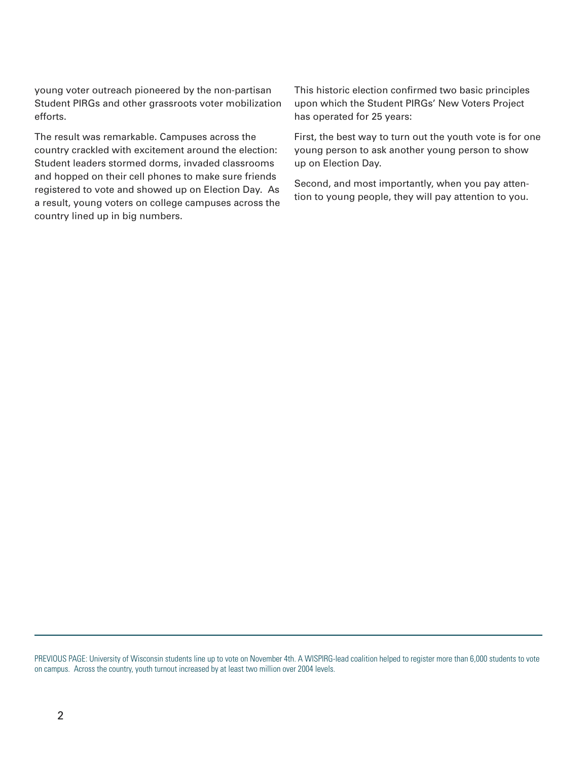young voter outreach pioneered by the non-partisan Student PIRGs and other grassroots voter mobilization efforts.

The result was remarkable. Campuses across the country crackled with excitement around the election: Student leaders stormed dorms, invaded classrooms and hopped on their cell phones to make sure friends registered to vote and showed up on Election Day. As a result, young voters on college campuses across the country lined up in big numbers.

This historic election confirmed two basic principles upon which the Student PIRGs' New Voters Project has operated for 25 years:

First, the best way to turn out the youth vote is for one young person to ask another young person to show up on Election Day.

Second, and most importantly, when you pay attention to young people, they will pay attention to you.

PREVIOUS PAGE: University of Wisconsin students line up to vote on November 4th. A WISPIRG-lead coalition helped to register more than 6,000 students to vote on campus. Across the country, youth turnout increased by at least two million over 2004 levels.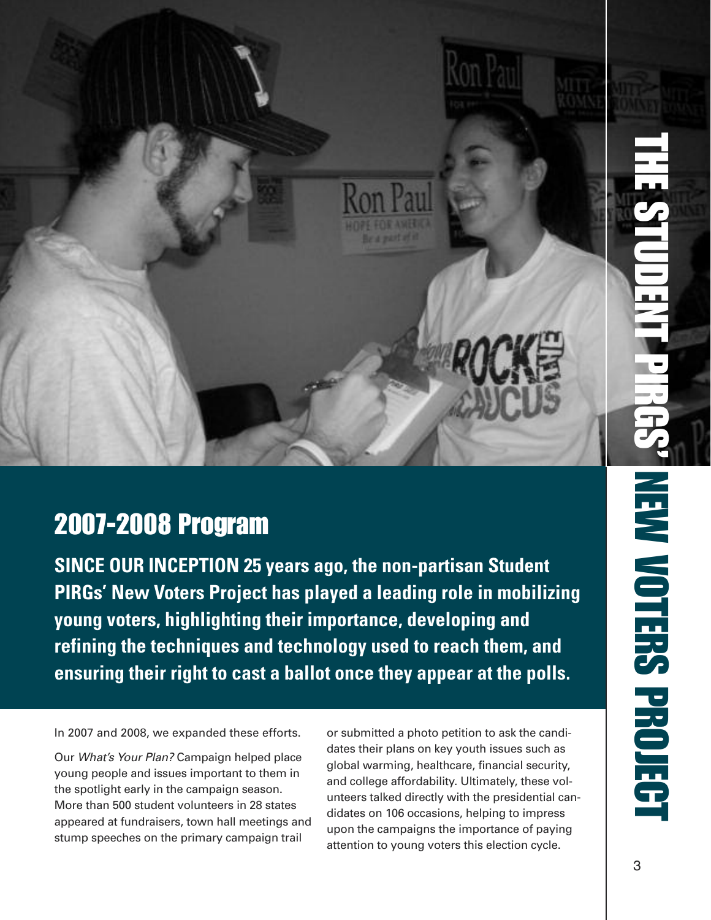# 2007-2008 Program

**SINCE OUR INCEPTION 25 years ago, the non-partisan Student PIRGs' New Voters Project has played a leading role in mobilizing young voters, highlighting their importance, developing and refining the techniques and technology used to reach them, and ensuring their right to cast a ballot once they appear at the polls.**

In 2007 and 2008, we expanded these efforts.

Our *What's Your Plan?* Campaign helped place young people and issues important to them in the spotlight early in the campaign season. More than 500 student volunteers in 28 states appeared at fundraisers, town hall meetings and stump speeches on the primary campaign trail or submitted a photo petition to ask the candidates their plans on key youth issues such as global warming, healthcare, financial security, and college affordability. Ultimately, these volunteers talked directly with the presidential candidates on 106 occasions, helping to impress upon the campaigns the importance of paying attention to young voters this election cycle.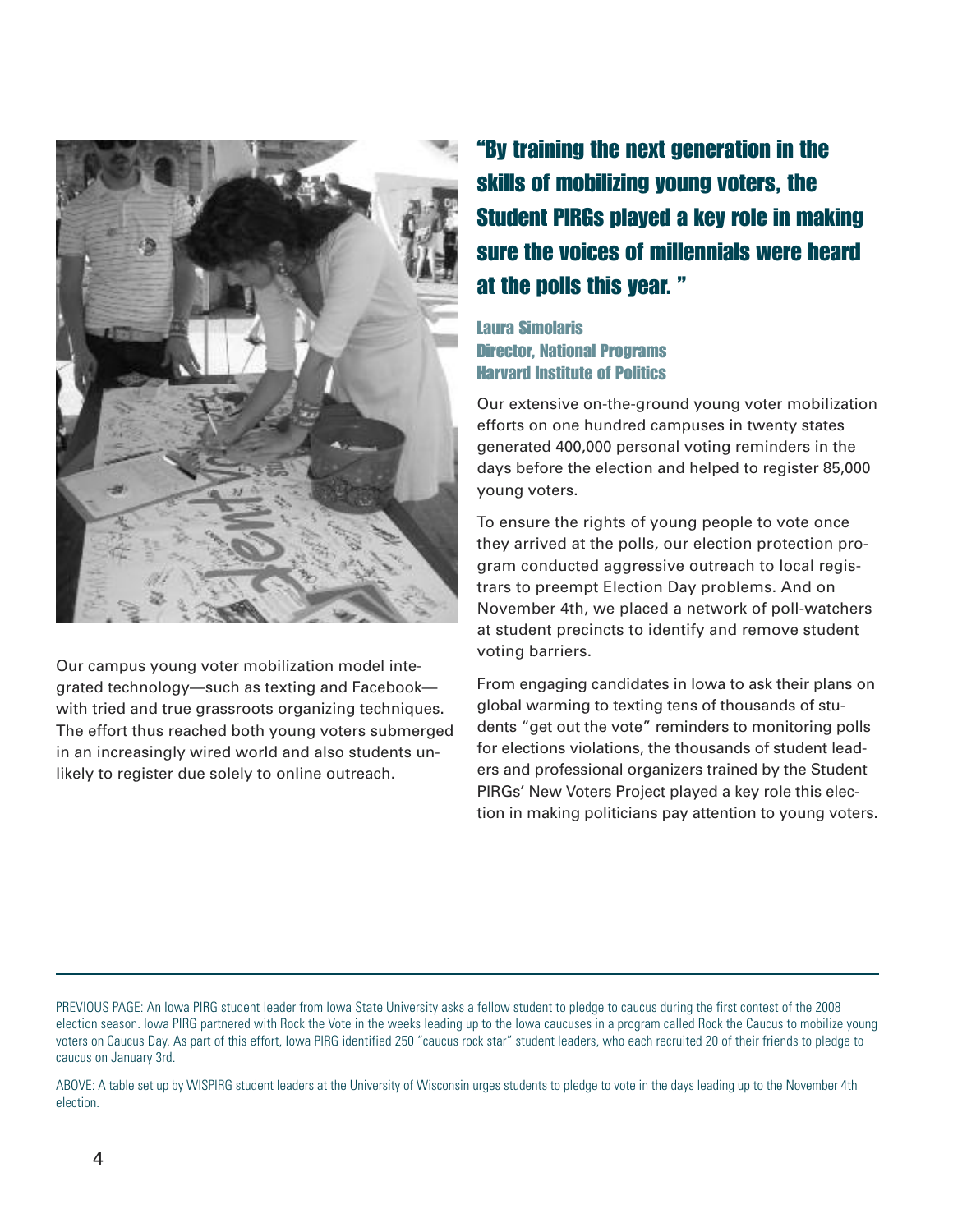Our campus young voter mobilization model integrated technology—such as texting and Facebook—with tried and true grassroots organizing techniques. The effort thus reached both young voters submerged in an increasingly wired world and also students unlikely to register due solely to online outreach.

> **"By training the next generation in the skills of mobilizing young voters, the Student PIRGs played a key role in making sure the voices of millennials were heard at the polls this year."**
>
> **Laura Simolaris**
> **Director, National Programs**
> **Harvard Institute of Politics**

Our extensive on-the-ground young voter mobilization efforts on one hundred campuses in twenty states generated 400,000 personal voting reminders in the days before the election and helped to register 85,000 young voters.

To ensure the rights of young people to vote once they arrived at the polls, our election protection program conducted aggressive outreach to local registrars to preempt Election Day problems. And on November 4th, we placed a network of poll-watchers at student precincts to identify and remove student voting barriers.

From engaging candidates in Iowa to ask their plans on global warming to texting tens of thousands of students "get out the vote" reminders to monitoring polls for elections violations, the thousands of student leaders and professional organizers trained by the Student PIRGs' New Voters Project played a key role this election in making politicians pay attention to young voters.

---

PREVIOUS PAGE: An Iowa PIRG student leader from Iowa State University asks a fellow student to pledge to caucus during the first contest of the 2008 election season. Iowa PIRG partnered with Rock the Vote in the weeks leading up to the Iowa caucuses in a program called Rock the Caucus to mobilize young voters on Caucus Day. As part of this effort, Iowa PIRG identified 250 "caucus rock star" student leaders, who each recruited 20 of their friends to pledge to caucus on January 3rd.

ABOVE: A table set up by WISPIRG student leaders at the University of Wisconsin urges students to pledge to vote in the days leading up to the November 4th election.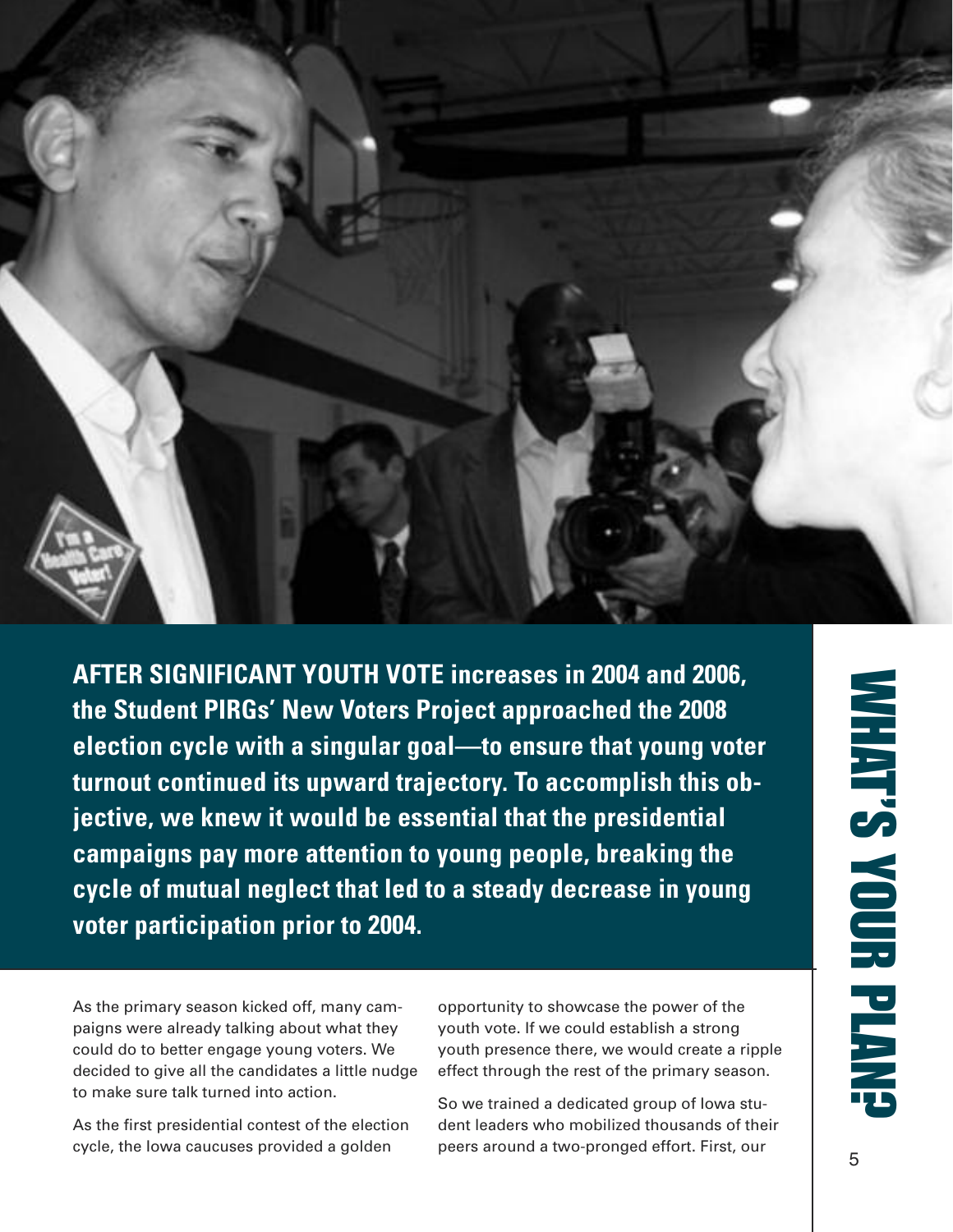# WHAT'S YOUR PLAN?

**AFTER SIGNIFICANT YOUTH VOTE increases in 2004 and 2006, the Student PIRGs' New Voters Project approached the 2008 election cycle with a singular goal—to ensure that young voter turnout continued its upward trajectory. To accomplish this objective, we knew it would be essential that the presidential campaigns pay more attention to young people, breaking the cycle of mutual neglect that led to a steady decrease in young voter participation prior to 2004.**

As the primary season kicked off, many campaigns were already talking about what they could do to better engage young voters. We decided to give all the candidates a little nudge to make sure talk turned into action.

As the first presidential contest of the election cycle, the Iowa caucuses provided a golden opportunity to showcase the power of the youth vote. If we could establish a strong youth presence there, we would create a ripple effect through the rest of the primary season.

So we trained a dedicated group of Iowa student leaders who mobilized thousands of their peers around a two-pronged effort. First, our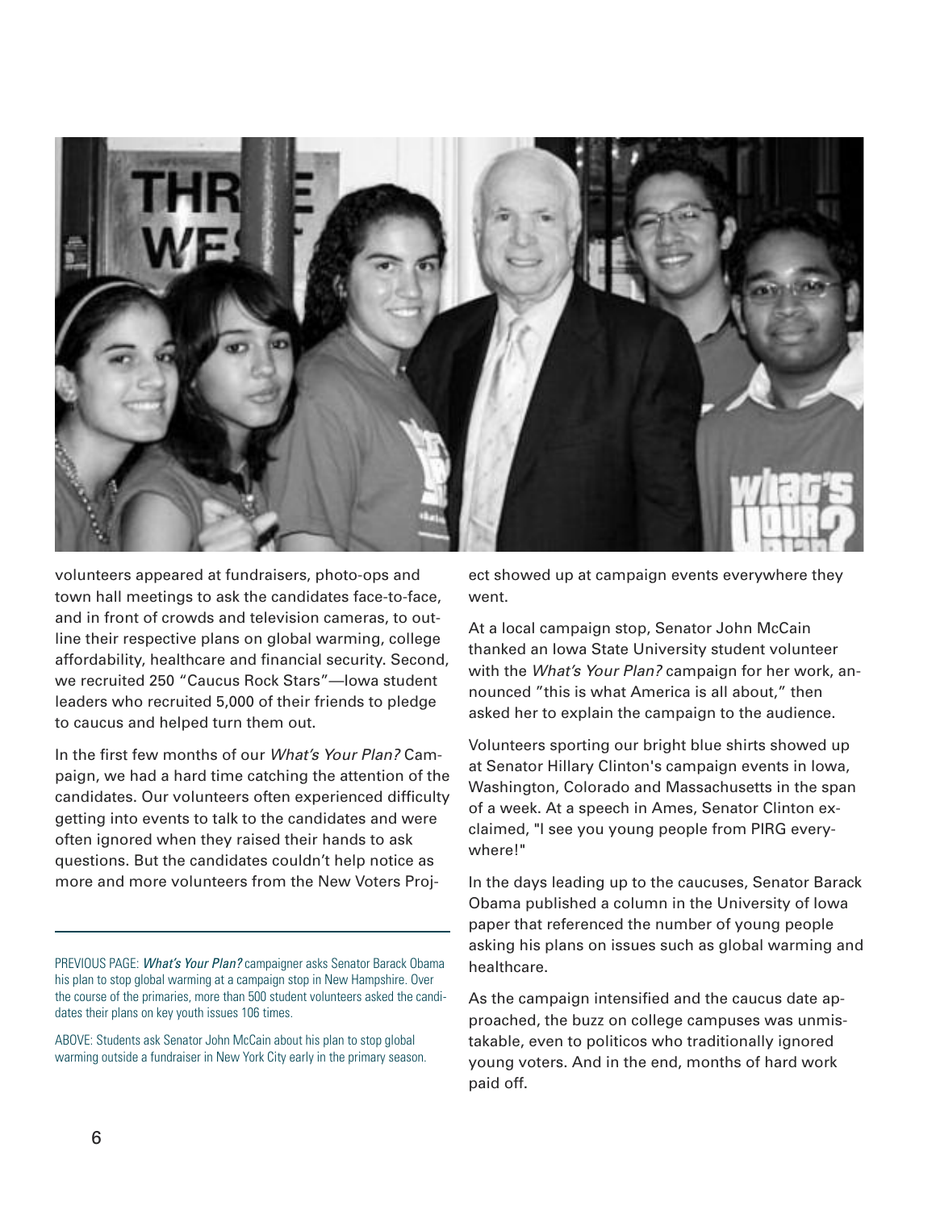volunteers appeared at fundraisers, photo-ops and town hall meetings to ask the candidates face-to-face, and in front of crowds and television cameras, to outline their respective plans on global warming, college affordability, healthcare and financial security. Second, we recruited 250 "Caucus Rock Stars"—Iowa student leaders who recruited 5,000 of their friends to pledge to caucus and helped turn them out.

In the first few months of our *What's Your Plan?* Campaign, we had a hard time catching the attention of the candidates. Our volunteers often experienced difficulty getting into events to talk to the candidates and were often ignored when they raised their hands to ask questions. But the candidates couldn't help notice as more and more volunteers from the New Voters Project showed up at campaign events everywhere they went.

At a local campaign stop, Senator John McCain thanked an Iowa State University student volunteer with the *What's Your Plan?* campaign for her work, announced "this is what America is all about," then asked her to explain the campaign to the audience.

Volunteers sporting our bright blue shirts showed up at Senator Hillary Clinton's campaign events in Iowa, Washington, Colorado and Massachusetts in the span of a week. At a speech in Ames, Senator Clinton exclaimed, "I see you young people from PIRG everywhere!"

In the days leading up to the caucuses, Senator Barack Obama published a column in the University of Iowa paper that referenced the number of young people asking his plans on issues such as global warming and healthcare.

As the campaign intensified and the caucus date approached, the buzz on college campuses was unmistakable, even to politicos who traditionally ignored young voters. And in the end, months of hard work paid off.

PREVIOUS PAGE: *What's Your Plan?* campaigner asks Senator Barack Obama his plan to stop global warming at a campaign stop in New Hampshire. Over the course of the primaries, more than 500 student volunteers asked the candidates their plans on key youth issues 106 times.

ABOVE: Students ask Senator John McCain about his plan to stop global warming outside a fundraiser in New York City early in the primary season.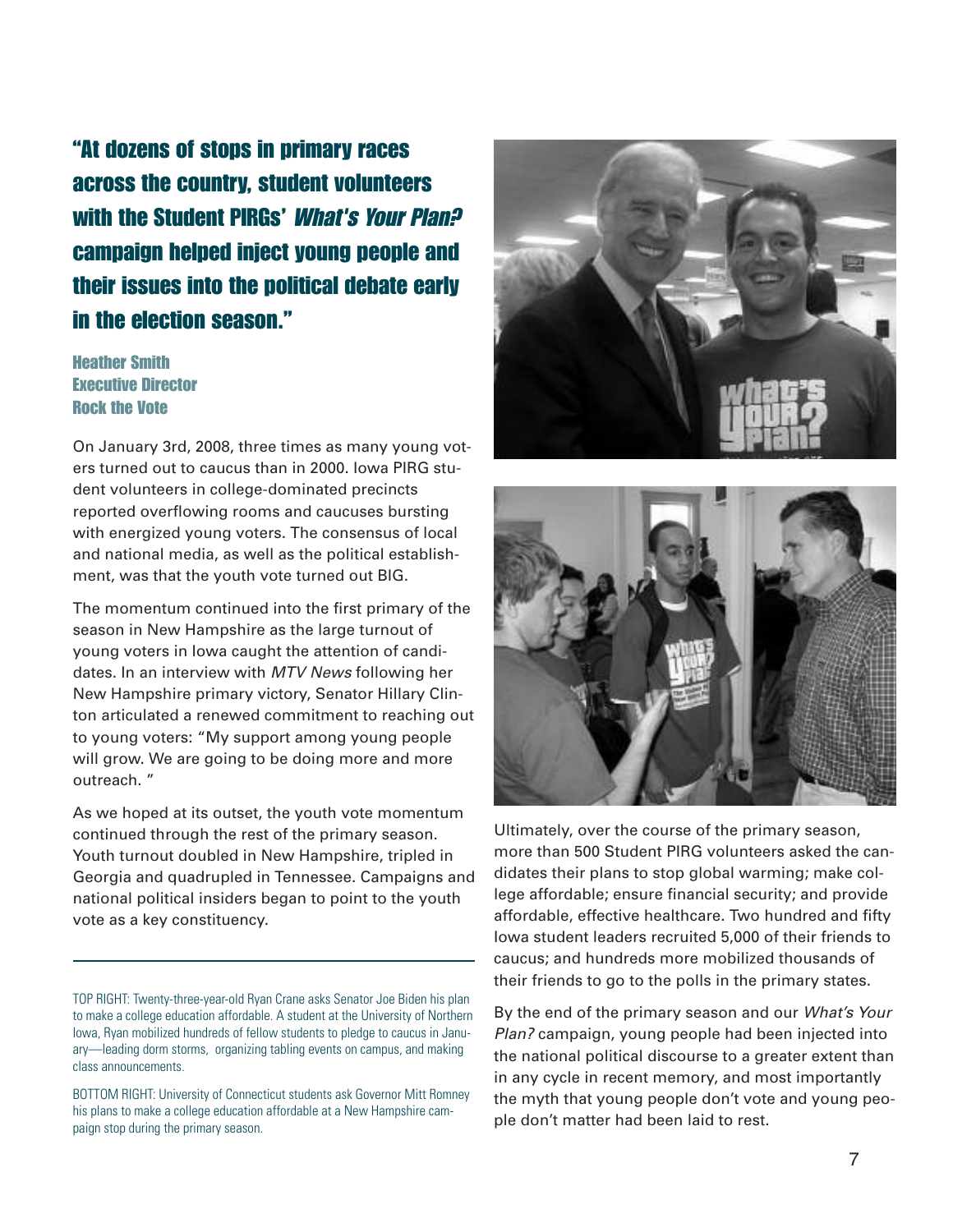**"At dozens of stops in primary races across the country, student volunteers with the Student PIRGs' *What's Your Plan?* campaign helped inject young people and their issues into the political debate early in the election season."**

**Heather Smith**
**Executive Director**
**Rock the Vote**

On January 3rd, 2008, three times as many young voters turned out to caucus than in 2000. Iowa PIRG student volunteers in college-dominated precincts reported overflowing rooms and caucuses bursting with energized young voters. The consensus of local and national media, as well as the political establishment, was that the youth vote turned out BIG.

The momentum continued into the first primary of the season in New Hampshire as the large turnout of young voters in Iowa caught the attention of candidates. In an interview with *MTV News* following her New Hampshire primary victory, Senator Hillary Clinton articulated a renewed commitment to reaching out to young voters: "My support among young people will grow. We are going to be doing more and more outreach. "

As we hoped at its outset, the youth vote momentum continued through the rest of the primary season. Youth turnout doubled in New Hampshire, tripled in Georgia and quadrupled in Tennessee. Campaigns and national political insiders began to point to the youth vote as a key constituency.

TOP RIGHT: Twenty-three-year-old Ryan Crane asks Senator Joe Biden his plan to make a college education affordable. A student at the University of Northern Iowa, Ryan mobilized hundreds of fellow students to pledge to caucus in January—leading dorm storms, organizing tabling events on campus, and making class announcements.

BOTTOM RIGHT: University of Connecticut students ask Governor Mitt Romney his plans to make a college education affordable at a New Hampshire campaign stop during the primary season.

Ultimately, over the course of the primary season, more than 500 Student PIRG volunteers asked the candidates their plans to stop global warming; make college affordable; ensure financial security; and provide affordable, effective healthcare. Two hundred and fifty Iowa student leaders recruited 5,000 of their friends to caucus; and hundreds more mobilized thousands of their friends to go to the polls in the primary states.

By the end of the primary season and our *What's Your Plan?* campaign, young people had been injected into the national political discourse to a greater extent than in any cycle in recent memory, and most importantly the myth that young people don't vote and young people don't matter had been laid to rest.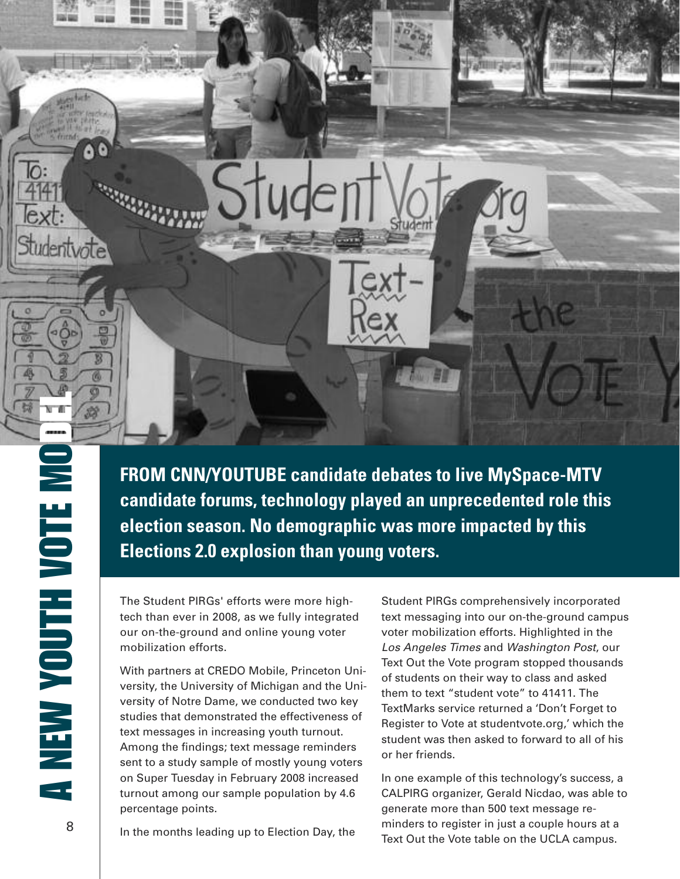# A NEW YOUTH VOTE MODEL

**FROM CNN/YOUTUBE candidate debates to live MySpace-MTV candidate forums, technology played an unprecedented role this election season. No demographic was more impacted by this Elections 2.0 explosion than young voters.**

The Student PIRGs' efforts were more high-tech than ever in 2008, as we fully integrated our on-the-ground and online young voter mobilization efforts.

With partners at CREDO Mobile, Princeton University, the University of Michigan and the University of Notre Dame, we conducted two key studies that demonstrated the effectiveness of text messages in increasing youth turnout. Among the findings; text message reminders sent to a study sample of mostly young voters on Super Tuesday in February 2008 increased turnout among our sample population by 4.6 percentage points.

In the months leading up to Election Day, the Student PIRGs comprehensively incorporated text messaging into our on-the-ground campus voter mobilization efforts. Highlighted in the *Los Angeles Times* and *Washington Post*, our Text Out the Vote program stopped thousands of students on their way to class and asked them to text "student vote" to 41411. The TextMarks service returned a 'Don't Forget to Register to Vote at studentvote.org,' which the student was then asked to forward to all of his or her friends.

In one example of this technology's success, a CALPIRG organizer, Gerald Nicdao, was able to generate more than 500 text message reminders to register in just a couple hours at a Text Out the Vote table on the UCLA campus.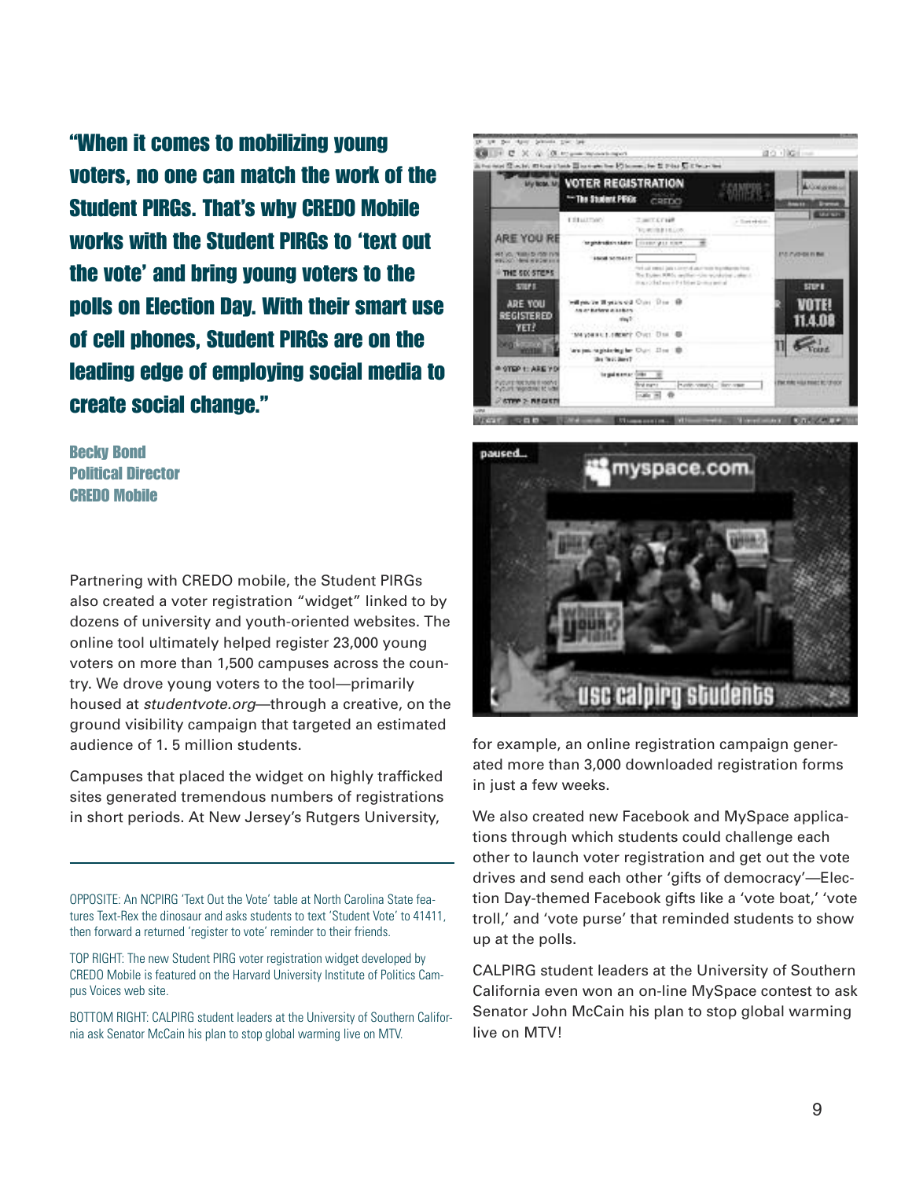**"When it comes to mobilizing young voters, no one can match the work of the Student PIRGs. That's why CREDO Mobile works with the Student PIRGs to 'text out the vote' and bring young voters to the polls on Election Day. With their smart use of cell phones, Student PIRGs are on the leading edge of employing social media to create social change."**

**Becky Bond**
**Political Director**
**CREDO Mobile**

Partnering with CREDO mobile, the Student PIRGs also created a voter registration "widget" linked to by dozens of university and youth-oriented websites. The online tool ultimately helped register 23,000 young voters on more than 1,500 campuses across the country. We drove young voters to the tool—primarily housed at *studentvote.org*—through a creative, on the ground visibility campaign that targeted an estimated audience of 1. 5 million students.

Campuses that placed the widget on highly trafficked sites generated tremendous numbers of registrations in short periods. At New Jersey's Rutgers University, for example, an online registration campaign generated more than 3,000 downloaded registration forms in just a few weeks.

We also created new Facebook and MySpace applications through which students could challenge each other to launch voter registration and get out the vote drives and send each other 'gifts of democracy'—Election Day-themed Facebook gifts like a 'vote boat,' 'vote troll,' and 'vote purse' that reminded students to show up at the polls.

CALPIRG student leaders at the University of Southern California even won an on-line MySpace contest to ask Senator John McCain his plan to stop global warming live on MTV!

OPPOSITE: An NCPIRG 'Text Out the Vote' table at North Carolina State features Text-Rex the dinosaur and asks students to text 'Student Vote' to 41411, then forward a returned 'register to vote' reminder to their friends.

TOP RIGHT: The new Student PIRG voter registration widget developed by CREDO Mobile is featured on the Harvard University Institute of Politics Campus Voices web site.

BOTTOM RIGHT: CALPIRG student leaders at the University of Southern California ask Senator McCain his plan to stop global warming live on MTV.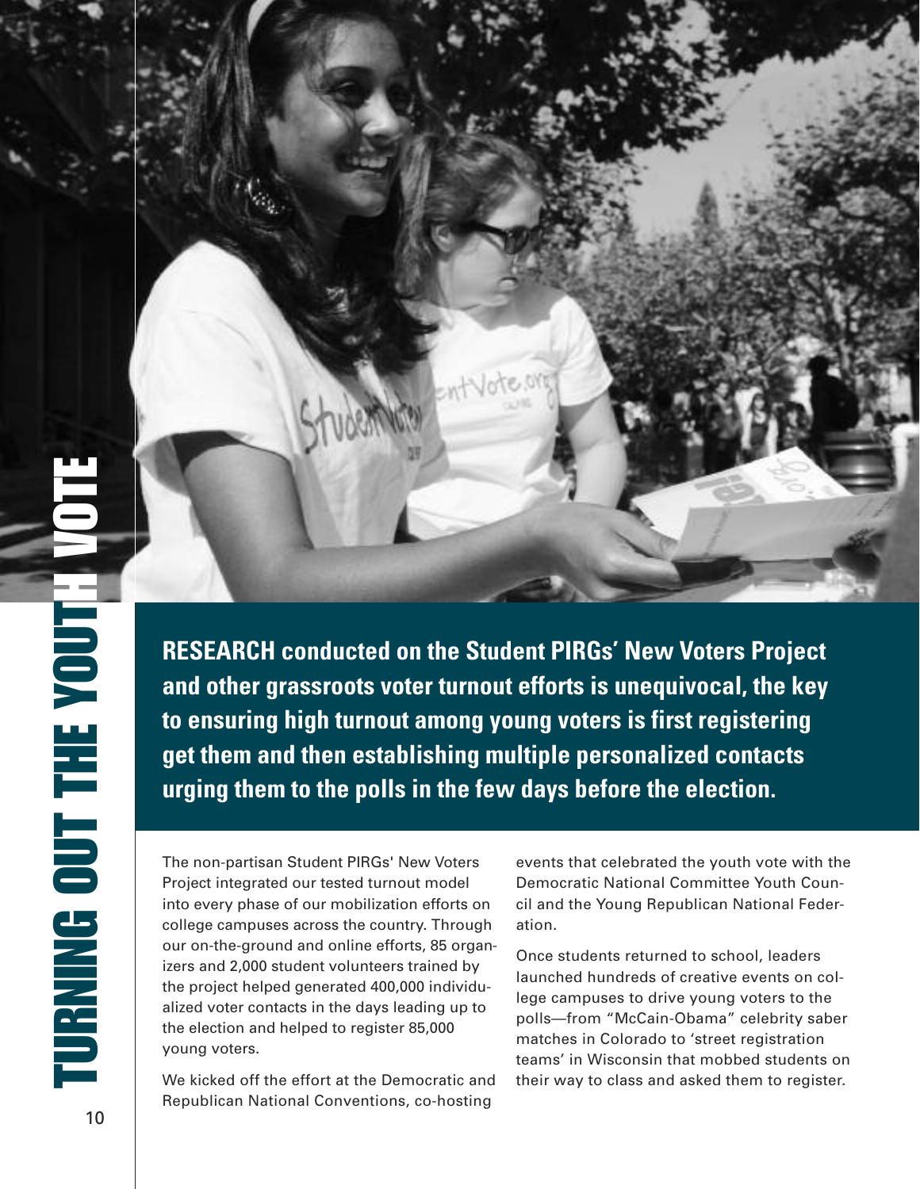# TURNING OUT THE YOUTH VOTE

**RESEARCH conducted on the Student PIRGs' New Voters Project and other grassroots voter turnout efforts is unequivocal, the key to ensuring high turnout among young voters is first registering get them and then establishing multiple personalized contacts urging them to the polls in the few days before the election.**

The non-partisan Student PIRGs' New Voters Project integrated our tested turnout model into every phase of our mobilization efforts on college campuses across the country. Through our on-the-ground and online efforts, 85 organizers and 2,000 student volunteers trained by the project helped generated 400,000 individualized voter contacts in the days leading up to the election and helped to register 85,000 young voters.

We kicked off the effort at the Democratic and Republican National Conventions, co-hosting events that celebrated the youth vote with the Democratic National Committee Youth Council and the Young Republican National Federation.

Once students returned to school, leaders launched hundreds of creative events on college campuses to drive young voters to the polls—from "McCain-Obama" celebrity saber matches in Colorado to 'street registration teams' in Wisconsin that mobbed students on their way to class and asked them to register.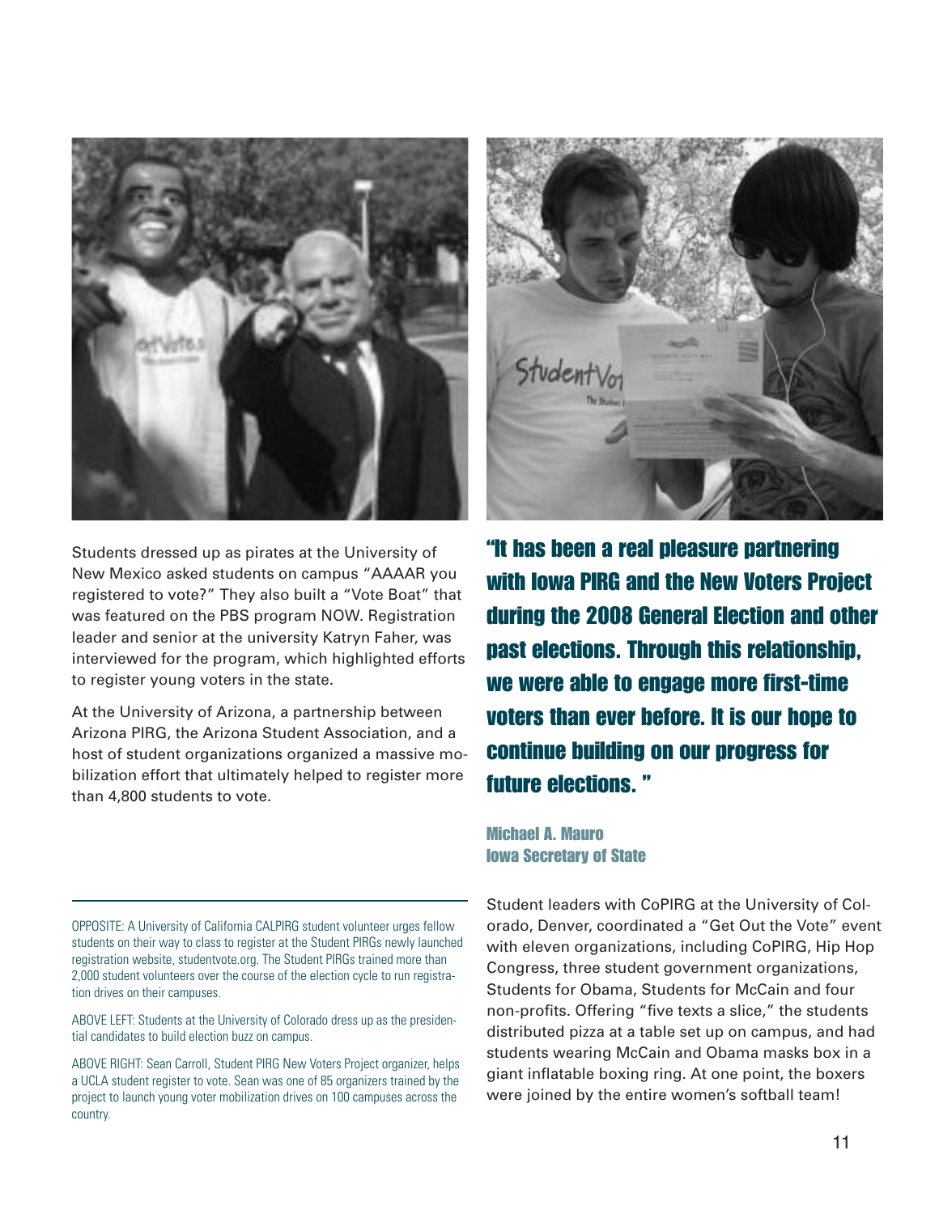Students dressed up as pirates at the University of New Mexico asked students on campus "AAAAR you registered to vote?" They also built a "Vote Boat" that was featured on the PBS program NOW. Registration leader and senior at the university Katryn Faher, was interviewed for the program, which highlighted efforts to register young voters in the state.

At the University of Arizona, a partnership between Arizona PIRG, the Arizona Student Association, and a host of student organizations organized a massive mobilization effort that ultimately helped to register more than 4,800 students to vote.

**"It has been a real pleasure partnering with Iowa PIRG and the New Voters Project during the 2008 General Election and other past elections. Through this relationship, we were able to engage more first-time voters than ever before. It is our hope to continue building on our progress for future elections. "**

**Michael A. Mauro**
**Iowa Secretary of State**

Student leaders with CoPIRG at the University of Colorado, Denver, coordinated a "Get Out the Vote" event with eleven organizations, including CoPIRG, Hip Hop Congress, three student government organizations, Students for Obama, Students for McCain and four non-profits. Offering "five texts a slice," the students distributed pizza at a table set up on campus, and had students wearing McCain and Obama masks box in a giant inflatable boxing ring. At one point, the boxers were joined by the entire women's softball team!

OPPOSITE: A University of California CALPIRG student volunteer urges fellow students on their way to class to register at the Student PIRGs newly launched registration website, studentvote.org. The Student PIRGs trained more than 2,000 student volunteers over the course of the election cycle to run registration drives on their campuses.

ABOVE LEFT: Students at the University of Colorado dress up as the presidential candidates to build election buzz on campus.

ABOVE RIGHT: Sean Carroll, Student PIRG New Voters Project organizer, helps a UCLA student register to vote. Sean was one of 85 organizers trained by the project to launch young voter mobilization drives on 100 campuses across the country.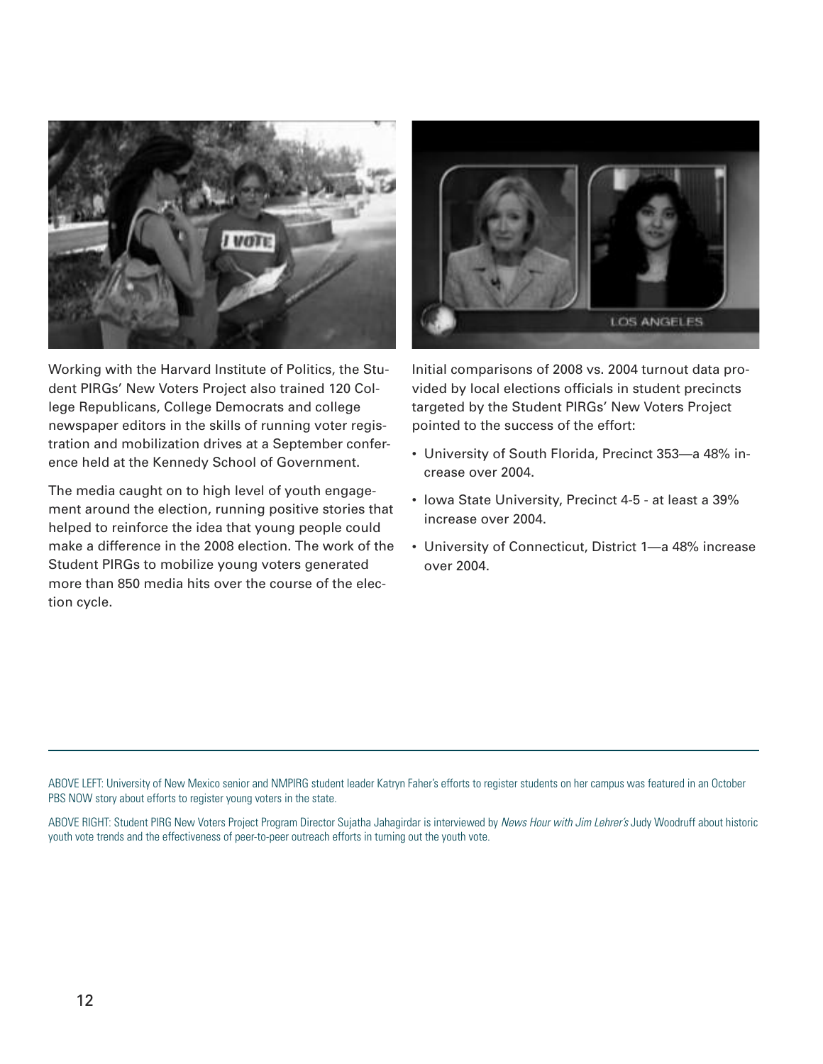Working with the Harvard Institute of Politics, the Student PIRGs' New Voters Project also trained 120 College Republicans, College Democrats and college newspaper editors in the skills of running voter registration and mobilization drives at a September conference held at the Kennedy School of Government.

The media caught on to high level of youth engagement around the election, running positive stories that helped to reinforce the idea that young people could make a difference in the 2008 election. The work of the Student PIRGs to mobilize young voters generated more than 850 media hits over the course of the election cycle.

Initial comparisons of 2008 vs. 2004 turnout data provided by local elections officials in student precincts targeted by the Student PIRGs' New Voters Project pointed to the success of the effort:

- University of South Florida, Precinct 353—a 48% increase over 2004.
- Iowa State University, Precinct 4-5 - at least a 39% increase over 2004.
- University of Connecticut, District 1—a 48% increase over 2004.

ABOVE LEFT: University of New Mexico senior and NMPIRG student leader Katryn Faher's efforts to register students on her campus was featured in an October PBS NOW story about efforts to register young voters in the state.

ABOVE RIGHT: Student PIRG New Voters Project Program Director Sujatha Jahagirdar is interviewed by *News Hour with Jim Lehrer's* Judy Woodruff about historic youth vote trends and the effectiveness of peer-to-peer outreach efforts in turning out the youth vote.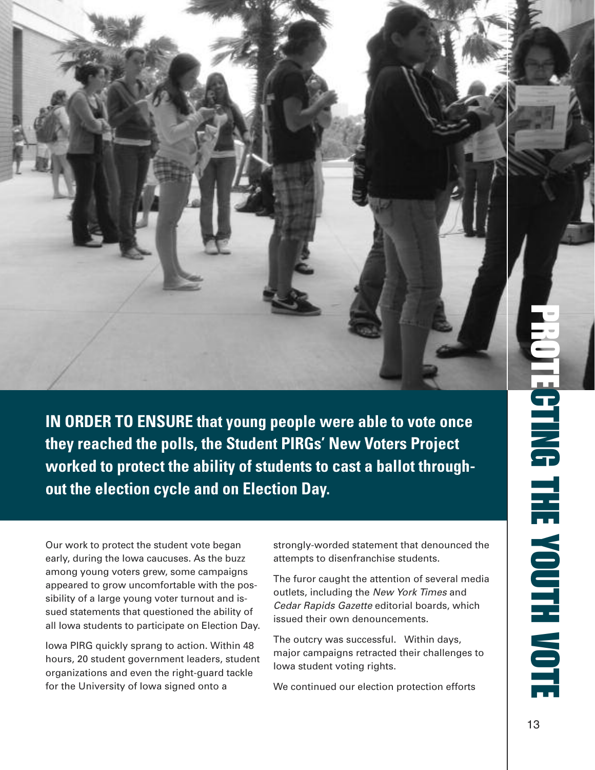# PROTECTING THE YOUTH VOTE

**IN ORDER TO ENSURE that young people were able to vote once they reached the polls, the Student PIRGs' New Voters Project worked to protect the ability of students to cast a ballot throughout the election cycle and on Election Day.**

Our work to protect the student vote began early, during the Iowa caucuses. As the buzz among young voters grew, some campaigns appeared to grow uncomfortable with the possibility of a large young voter turnout and issued statements that questioned the ability of all Iowa students to participate on Election Day.

Iowa PIRG quickly sprang to action. Within 48 hours, 20 student government leaders, student organizations and even the right-guard tackle for the University of Iowa signed onto a strongly-worded statement that denounced the attempts to disenfranchise students.

The furor caught the attention of several media outlets, including the *New York Times* and *Cedar Rapids Gazette* editorial boards, which issued their own denouncements.

The outcry was successful. Within days, major campaigns retracted their challenges to Iowa student voting rights.

We continued our election protection efforts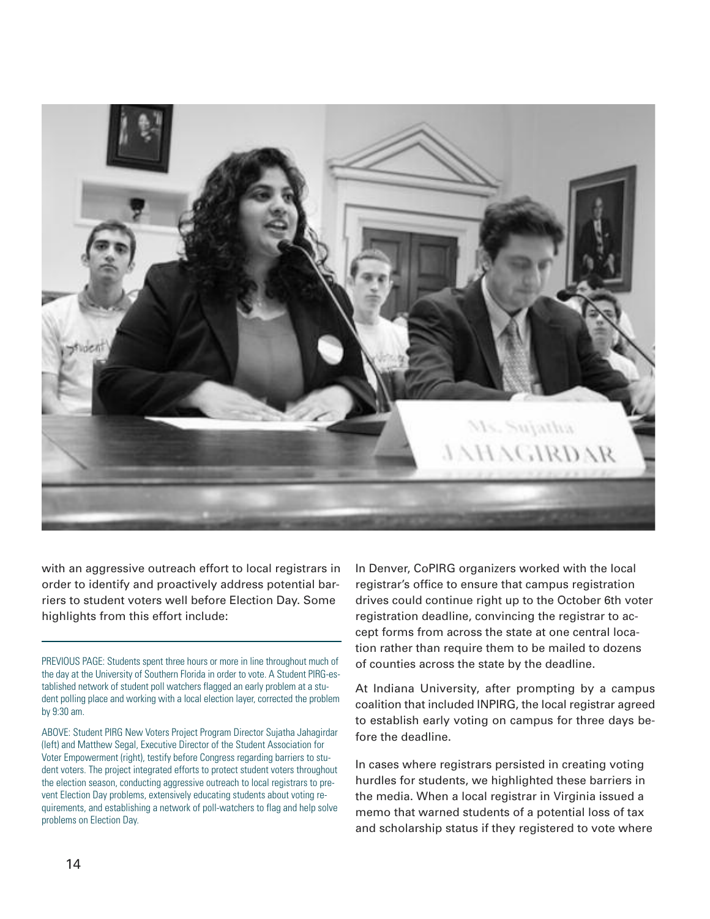with an aggressive outreach effort to local registrars in order to identify and proactively address potential barriers to student voters well before Election Day. Some highlights from this effort include:

PREVIOUS PAGE: Students spent three hours or more in line throughout much of the day at the University of Southern Florida in order to vote. A Student PIRG-established network of student poll watchers flagged an early problem at a student polling place and working with a local election layer, corrected the problem by 9:30 am.

ABOVE: Student PIRG New Voters Project Program Director Sujatha Jahagirdar (left) and Matthew Segal, Executive Director of the Student Association for Voter Empowerment (right), testify before Congress regarding barriers to student voters. The project integrated efforts to protect student voters throughout the election season, conducting aggressive outreach to local registrars to prevent Election Day problems, extensively educating students about voting requirements, and establishing a network of poll-watchers to flag and help solve problems on Election Day.

In Denver, CoPIRG organizers worked with the local registrar's office to ensure that campus registration drives could continue right up to the October 6th voter registration deadline, convincing the registrar to accept forms from across the state at one central location rather than require them to be mailed to dozens of counties across the state by the deadline.

At Indiana University, after prompting by a campus coalition that included INPIRG, the local registrar agreed to establish early voting on campus for three days before the deadline.

In cases where registrars persisted in creating voting hurdles for students, we highlighted these barriers in the media. When a local registrar in Virginia issued a memo that warned students of a potential loss of tax and scholarship status if they registered to vote where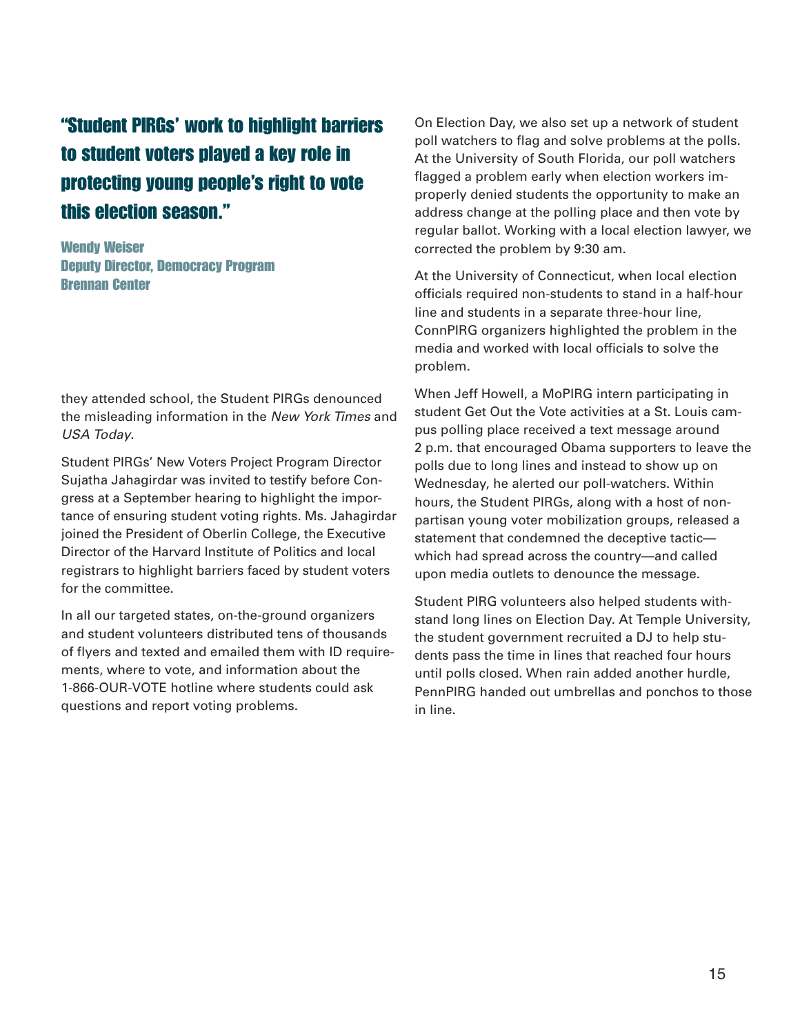> **"Student PIRGs' work to highlight barriers to student voters played a key role in protecting young people's right to vote this election season."**
>
> **Wendy Weiser**
> **Deputy Director, Democracy Program**
> **Brennan Center**

they attended school, the Student PIRGs denounced the misleading information in the *New York Times* and *USA Today*.

Student PIRGs' New Voters Project Program Director Sujatha Jahagirdar was invited to testify before Congress at a September hearing to highlight the importance of ensuring student voting rights. Ms. Jahagirdar joined the President of Oberlin College, the Executive Director of the Harvard Institute of Politics and local registrars to highlight barriers faced by student voters for the committee.

In all our targeted states, on-the-ground organizers and student volunteers distributed tens of thousands of flyers and texted and emailed them with ID requirements, where to vote, and information about the 1-866-OUR-VOTE hotline where students could ask questions and report voting problems.

On Election Day, we also set up a network of student poll watchers to flag and solve problems at the polls. At the University of South Florida, our poll watchers flagged a problem early when election workers improperly denied students the opportunity to make an address change at the polling place and then vote by regular ballot. Working with a local election lawyer, we corrected the problem by 9:30 am.

At the University of Connecticut, when local election officials required non-students to stand in a half-hour line and students in a separate three-hour line, ConnPIRG organizers highlighted the problem in the media and worked with local officials to solve the problem.

When Jeff Howell, a MoPIRG intern participating in student Get Out the Vote activities at a St. Louis campus polling place received a text message around 2 p.m. that encouraged Obama supporters to leave the polls due to long lines and instead to show up on Wednesday, he alerted our poll-watchers. Within hours, the Student PIRGs, along with a host of non-partisan young voter mobilization groups, released a statement that condemned the deceptive tactic—which had spread across the country—and called upon media outlets to denounce the message.

Student PIRG volunteers also helped students withstand long lines on Election Day. At Temple University, the student government recruited a DJ to help students pass the time in lines that reached four hours until polls closed. When rain added another hurdle, PennPIRG handed out umbrellas and ponchos to those in line.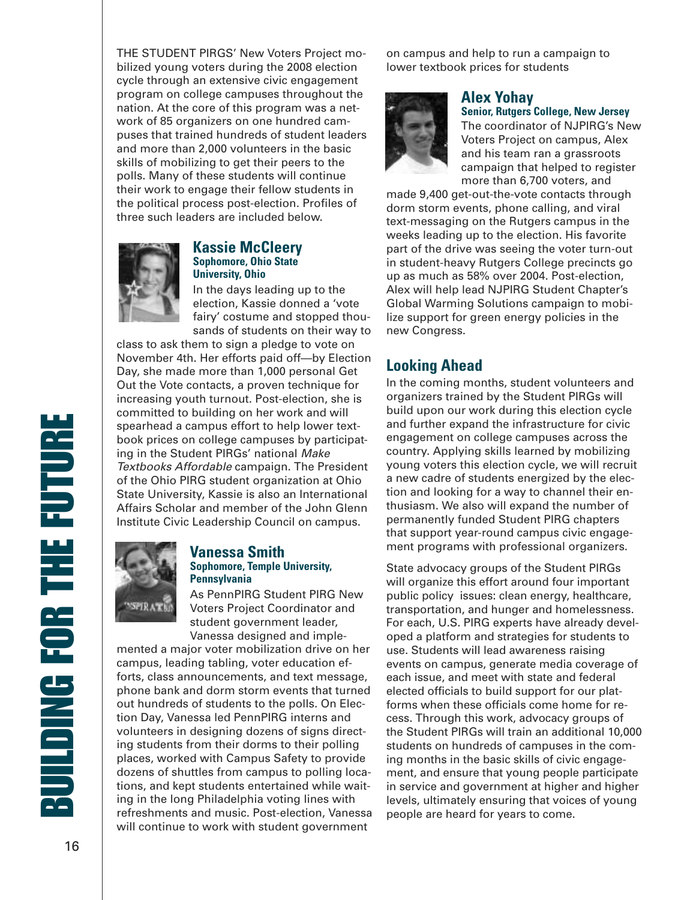THE STUDENT PIRGS' New Voters Project mobilized young voters during the 2008 election cycle through an extensive civic engagement program on college campuses throughout the nation. At the core of this program was a network of 85 organizers on one hundred campuses that trained hundreds of student leaders and more than 2,000 volunteers in the basic skills of mobilizing to get their peers to the polls. Many of these students will continue their work to engage their fellow students in the political process post-election. Profiles of three such leaders are included below.

### Kassie McCleery

**Sophomore, Ohio State University, Ohio**

In the days leading up to the election, Kassie donned a 'vote fairy' costume and stopped thousands of students on their way to class to ask them to sign a pledge to vote on November 4th. Her efforts paid off—by Election Day, she made more than 1,000 personal Get Out the Vote contacts, a proven technique for increasing youth turnout. Post-election, she is committed to building on her work and will spearhead a campus effort to help lower textbook prices on college campuses by participating in the Student PIRGs' national *Make Textbooks Affordable* campaign. The President of the Ohio PIRG student organization at Ohio State University, Kassie is also an International Affairs Scholar and member of the John Glenn Institute Civic Leadership Council on campus.

### Vanessa Smith

**Sophomore, Temple University, Pennsylvania**

As PennPIRG Student PIRG New Voters Project Coordinator and student government leader, Vanessa designed and implemented a major voter mobilization drive on her campus, leading tabling, voter education efforts, class announcements, and text message, phone bank and dorm storm events that turned out hundreds of students to the polls. On Election Day, Vanessa led PennPIRG interns and volunteers in designing dozens of signs directing students from their dorms to their polling places, worked with Campus Safety to provide dozens of shuttles from campus to polling locations, and kept students entertained while waiting in the long Philadelphia voting lines with refreshments and music. Post-election, Vanessa will continue to work with student government on campus and help to run a campaign to lower textbook prices for students

### Alex Yohay

**Senior, Rutgers College, New Jersey**

The coordinator of NJPIRG's New Voters Project on campus, Alex and his team ran a grassroots campaign that helped to register more than 6,700 voters, and made 9,400 get-out-the-vote contacts through dorm storm events, phone calling, and viral text-messaging on the Rutgers campus in the weeks leading up to the election. His favorite part of the drive was seeing the voter turn-out in student-heavy Rutgers College precincts go up as much as 58% over 2004. Post-election, Alex will help lead NJPIRG Student Chapter's Global Warming Solutions campaign to mobilize support for green energy policies in the new Congress.

## Looking Ahead

In the coming months, student volunteers and organizers trained by the Student PIRGs will build upon our work during this election cycle and further expand the infrastructure for civic engagement on college campuses across the country. Applying skills learned by mobilizing young voters this election cycle, we will recruit a new cadre of students energized by the election and looking for a way to channel their enthusiasm. We also will expand the number of permanently funded Student PIRG chapters that support year-round campus civic engagement programs with professional organizers.

State advocacy groups of the Student PIRGs will organize this effort around four important public policy issues: clean energy, healthcare, transportation, and hunger and homelessness. For each, U.S. PIRG experts have already developed a platform and strategies for students to use. Students will lead awareness raising events on campus, generate media coverage of each issue, and meet with state and federal elected officials to build support for our platforms when these officials come home for recess. Through this work, advocacy groups of the Student PIRGs will train an additional 10,000 students on hundreds of campuses in the coming months in the basic skills of civic engagement, and ensure that young people participate in service and government at higher and higher levels, ultimately ensuring that voices of young people are heard for years to come.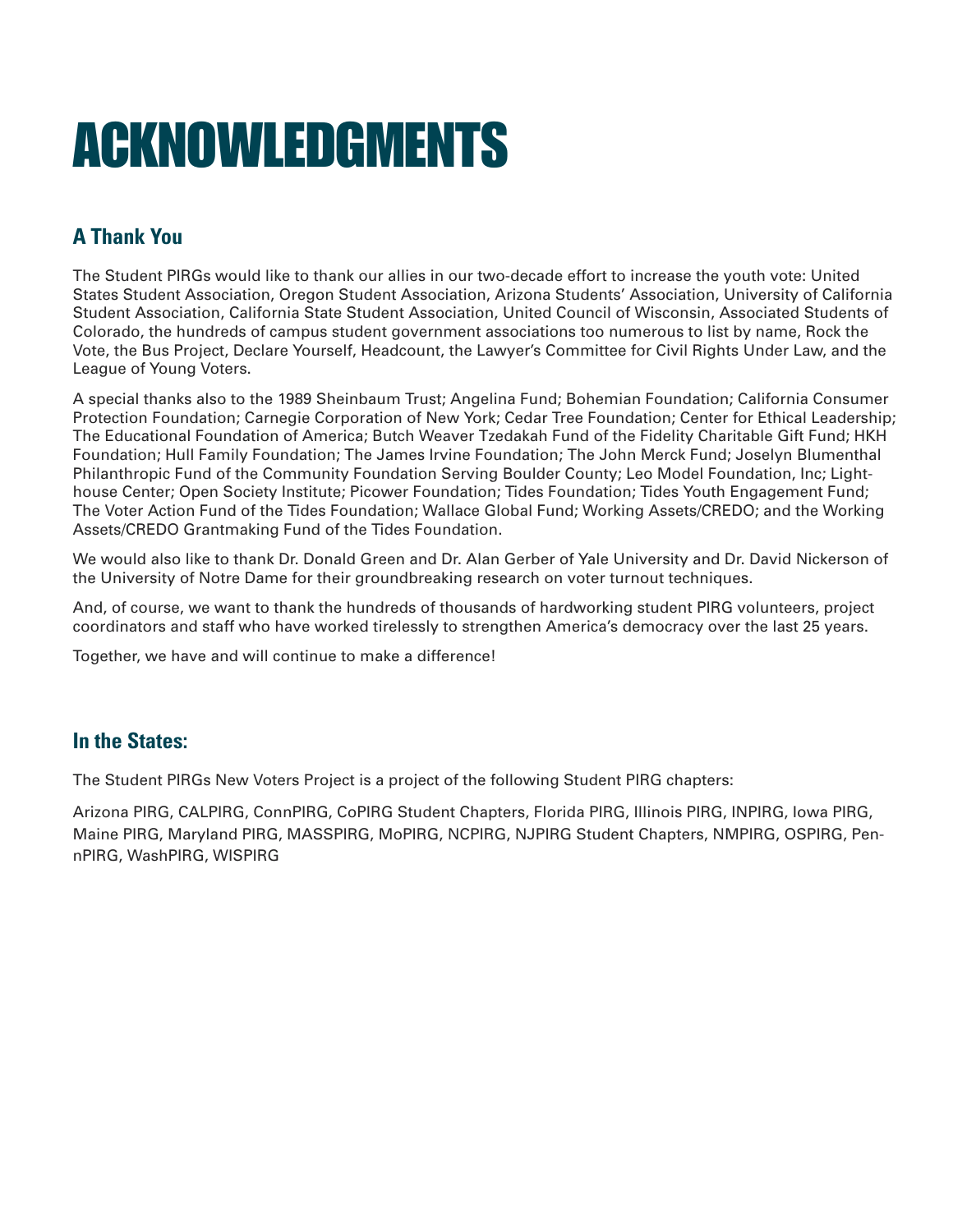# ACKNOWLEDGMENTS

## A Thank You

The Student PIRGs would like to thank our allies in our two-decade effort to increase the youth vote: United States Student Association, Oregon Student Association, Arizona Students' Association, University of California Student Association, California State Student Association, United Council of Wisconsin, Associated Students of Colorado, the hundreds of campus student government associations too numerous to list by name, Rock the Vote, the Bus Project, Declare Yourself, Headcount, the Lawyer's Committee for Civil Rights Under Law, and the League of Young Voters.

A special thanks also to the 1989 Sheinbaum Trust; Angelina Fund; Bohemian Foundation; California Consumer Protection Foundation; Carnegie Corporation of New York; Cedar Tree Foundation; Center for Ethical Leadership; The Educational Foundation of America; Butch Weaver Tzedakah Fund of the Fidelity Charitable Gift Fund; HKH Foundation; Hull Family Foundation; The James Irvine Foundation; The John Merck Fund; Joselyn Blumenthal Philanthropic Fund of the Community Foundation Serving Boulder County; Leo Model Foundation, Inc; Lighthouse Center; Open Society Institute; Picower Foundation; Tides Foundation; Tides Youth Engagement Fund; The Voter Action Fund of the Tides Foundation; Wallace Global Fund; Working Assets/CREDO; and the Working Assets/CREDO Grantmaking Fund of the Tides Foundation.

We would also like to thank Dr. Donald Green and Dr. Alan Gerber of Yale University and Dr. David Nickerson of the University of Notre Dame for their groundbreaking research on voter turnout techniques.

And, of course, we want to thank the hundreds of thousands of hardworking student PIRG volunteers, project coordinators and staff who have worked tirelessly to strengthen America's democracy over the last 25 years.

Together, we have and will continue to make a difference!

## In the States:

The Student PIRGs New Voters Project is a project of the following Student PIRG chapters:

Arizona PIRG, CALPIRG, ConnPIRG, CoPIRG Student Chapters, Florida PIRG, Illinois PIRG, INPIRG, Iowa PIRG, Maine PIRG, Maryland PIRG, MASSPIRG, MoPIRG, NCPIRG, NJPIRG Student Chapters, NMPIRG, OSPIRG, PennPIRG, WashPIRG, WISPIRG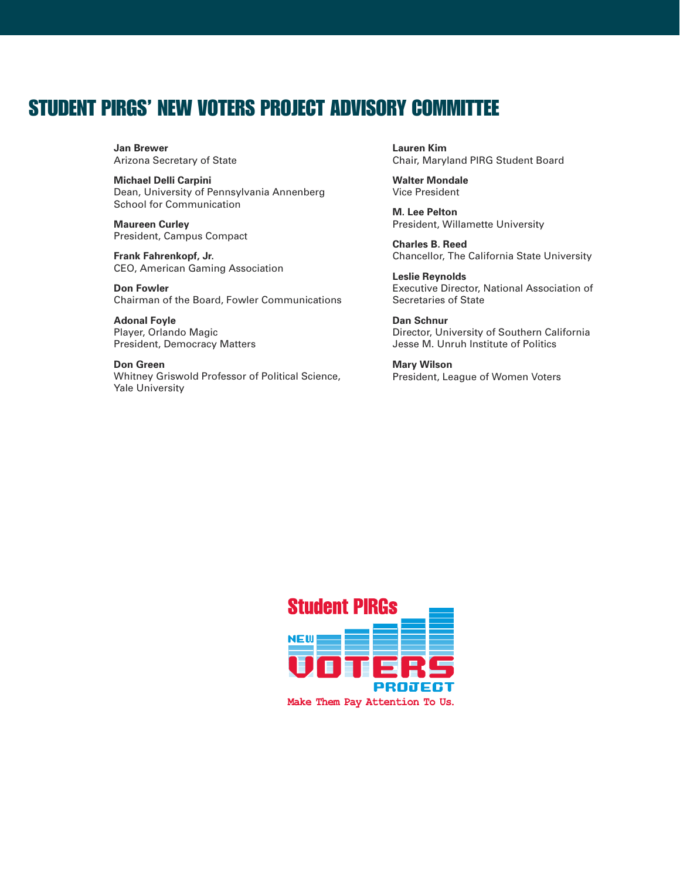# STUDENT PIRGS' NEW VOTERS PROJECT ADVISORY COMMITTEE

**Jan Brewer**
Arizona Secretary of State

**Michael Delli Carpini**
Dean, University of Pennsylvania Annenberg School for Communication

**Maureen Curley**
President, Campus Compact

**Frank Fahrenkopf, Jr.**
CEO, American Gaming Association

**Don Fowler**
Chairman of the Board, Fowler Communications

**Adonal Foyle**
Player, Orlando Magic
President, Democracy Matters

**Don Green**
Whitney Griswold Professor of Political Science, Yale University

**Lauren Kim**
Chair, Maryland PIRG Student Board

**Walter Mondale**
Vice President

**M. Lee Pelton**
President, Willamette University

**Charles B. Reed**
Chancellor, The California State University

**Leslie Reynolds**
Executive Director, National Association of Secretaries of State

**Dan Schnur**
Director, University of Southern California Jesse M. Unruh Institute of Politics

**Mary Wilson**
President, League of Women Voters

Student PIRGs
NEW VOTERS PROJECT
Make Them Pay Attention To Us.